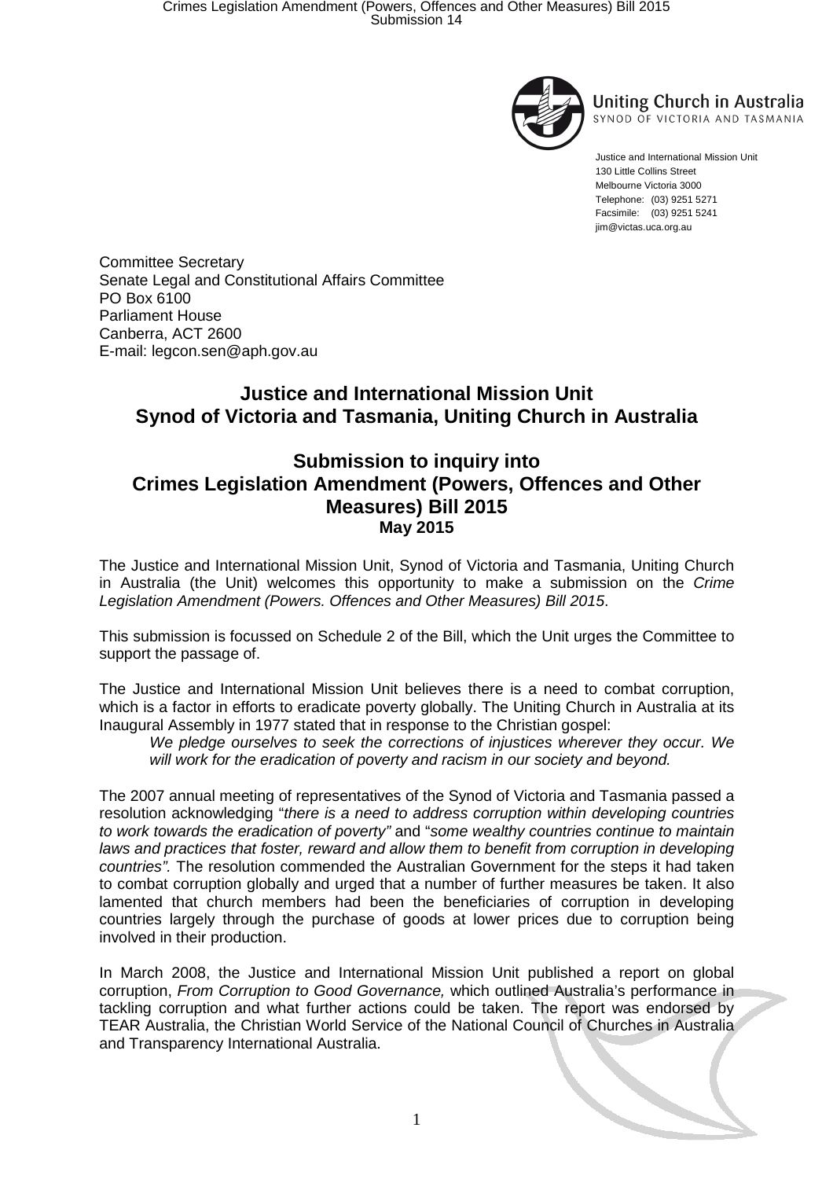Uniting Church in Australia
SYNOD OF VICTORIA AND TASMANIA

Justice and International Mission Unit
130 Little Collins Street
Melbourne Victoria 3000
Telephone: (03) 9251 5271
Facsimile: (03) 9251 5241
jim@victas.uca.org.au

Committee Secretary
Senate Legal and Constitutional Affairs Committee
PO Box 6100
Parliament House
Canberra, ACT 2600
E-mail: legcon.sen@aph.gov.au

# Justice and International Mission Unit
# Synod of Victoria and Tasmania, Uniting Church in Australia

## Submission to inquiry into Crimes Legislation Amendment (Powers, Offences and Other Measures) Bill 2015

**May 2015**

The Justice and International Mission Unit, Synod of Victoria and Tasmania, Uniting Church in Australia (the Unit) welcomes this opportunity to make a submission on the *Crime Legislation Amendment (Powers. Offences and Other Measures) Bill 2015*.

This submission is focussed on Schedule 2 of the Bill, which the Unit urges the Committee to support the passage of.

The Justice and International Mission Unit believes there is a need to combat corruption, which is a factor in efforts to eradicate poverty globally. The Uniting Church in Australia at its Inaugural Assembly in 1977 stated that in response to the Christian gospel:

> *We pledge ourselves to seek the corrections of injustices wherever they occur. We will work for the eradication of poverty and racism in our society and beyond.*

The 2007 annual meeting of representatives of the Synod of Victoria and Tasmania passed a resolution acknowledging "*there is a need to address corruption within developing countries to work towards the eradication of poverty"* and "*some wealthy countries continue to maintain laws and practices that foster, reward and allow them to benefit from corruption in developing countries".* The resolution commended the Australian Government for the steps it had taken to combat corruption globally and urged that a number of further measures be taken. It also lamented that church members had been the beneficiaries of corruption in developing countries largely through the purchase of goods at lower prices due to corruption being involved in their production.

In March 2008, the Justice and International Mission Unit published a report on global corruption, *From Corruption to Good Governance,* which outlined Australia's performance in tackling corruption and what further actions could be taken. The report was endorsed by TEAR Australia, the Christian World Service of the National Council of Churches in Australia and Transparency International Australia.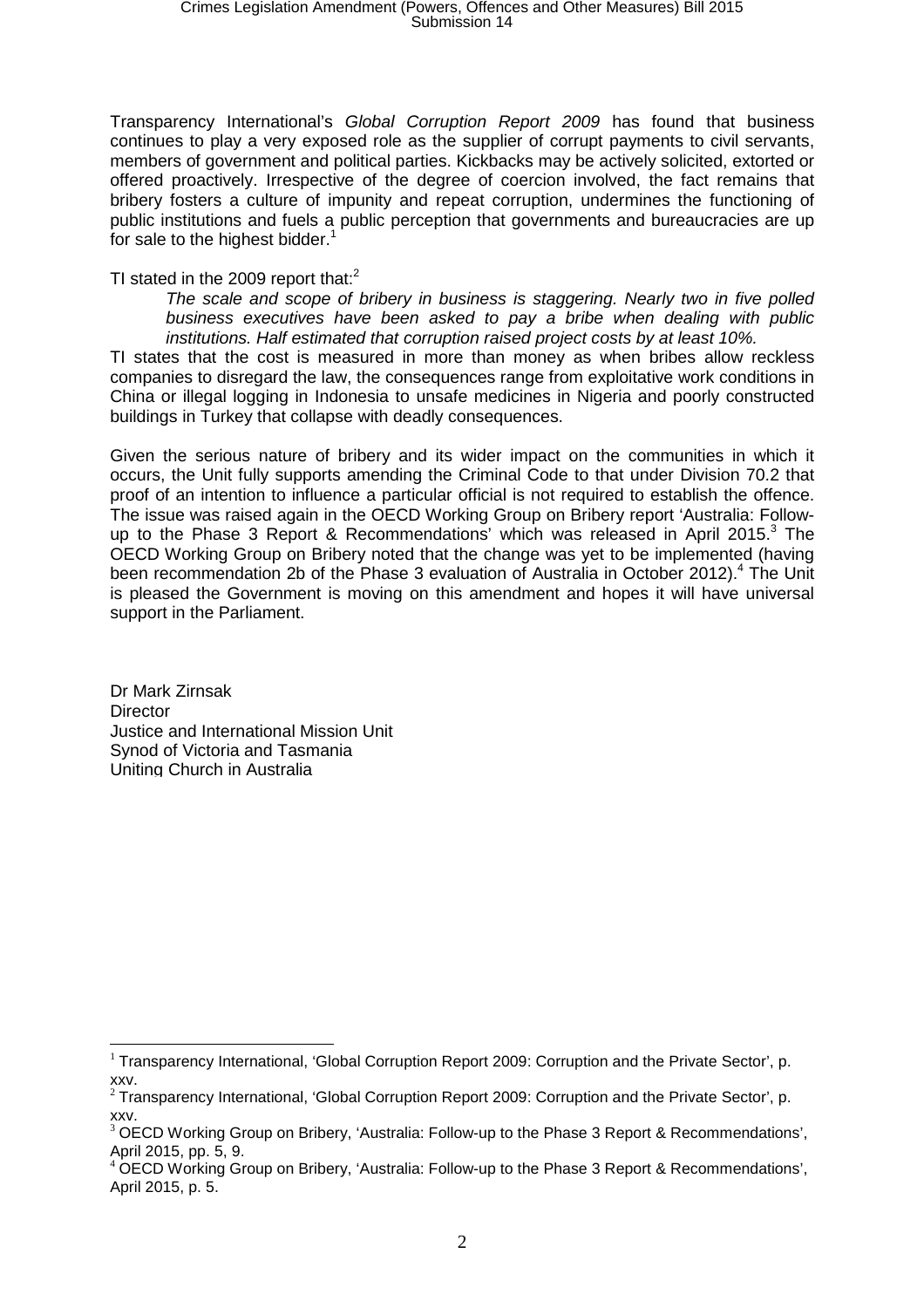Transparency International's *Global Corruption Report 2009* has found that business continues to play a very exposed role as the supplier of corrupt payments to civil servants, members of government and political parties. Kickbacks may be actively solicited, extorted or offered proactively. Irrespective of the degree of coercion involved, the fact remains that bribery fosters a culture of impunity and repeat corruption, undermines the functioning of public institutions and fuels a public perception that governments and bureaucracies are up for sale to the highest bidder.[1]

TI stated in the 2009 report that:[2]

> *The scale and scope of bribery in business is staggering. Nearly two in five polled business executives have been asked to pay a bribe when dealing with public institutions. Half estimated that corruption raised project costs by at least 10%.*

TI states that the cost is measured in more than money as when bribes allow reckless companies to disregard the law, the consequences range from exploitative work conditions in China or illegal logging in Indonesia to unsafe medicines in Nigeria and poorly constructed buildings in Turkey that collapse with deadly consequences.

Given the serious nature of bribery and its wider impact on the communities in which it occurs, the Unit fully supports amending the Criminal Code to that under Division 70.2 that proof of an intention to influence a particular official is not required to establish the offence. The issue was raised again in the OECD Working Group on Bribery report 'Australia: Follow-up to the Phase 3 Report & Recommendations' which was released in April 2015.[3] The OECD Working Group on Bribery noted that the change was yet to be implemented (having been recommendation 2b of the Phase 3 evaluation of Australia in October 2012).[4] The Unit is pleased the Government is moving on this amendment and hopes it will have universal support in the Parliament.

Dr Mark Zirnsak
Director
Justice and International Mission Unit
Synod of Victoria and Tasmania
Uniting Church in Australia

---

[1] Transparency International, 'Global Corruption Report 2009: Corruption and the Private Sector', p. xxv.

[2] Transparency International, 'Global Corruption Report 2009: Corruption and the Private Sector', p. xxv.

[3] OECD Working Group on Bribery, 'Australia: Follow-up to the Phase 3 Report & Recommendations', April 2015, pp. 5, 9.

[4] OECD Working Group on Bribery, 'Australia: Follow-up to the Phase 3 Report & Recommendations', April 2015, p. 5.